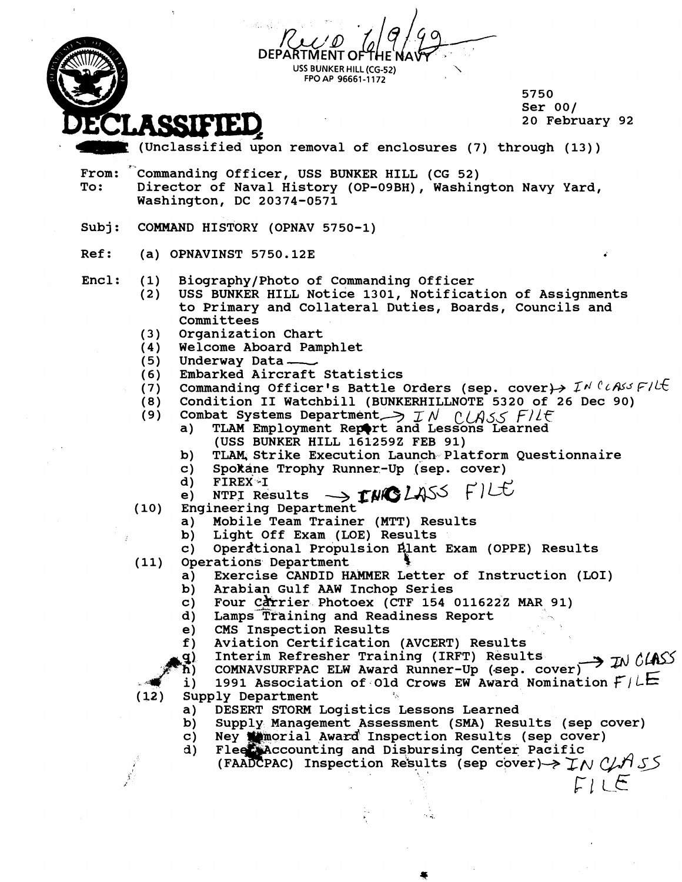Rec'd 6/9/99

DEPARTMENT OF THE NAVY
USS BUNKER HILL (CG-52)
FPO AP 96661-1172

**DECLASSIFIED**

5750
Ser 00/
20 February 92

(Unclassified upon removal of enclosures (7) through (13))

From: Commanding Officer, USS BUNKER HILL (CG 52)
To: Director of Naval History (OP-09BH), Washington Navy Yard, Washington, DC 20374-0571

Subj: COMMAND HISTORY (OPNAV 5750-1)

Ref: (a) OPNAVINST 5750.12E

Encl:
- (1) Biography/Photo of Commanding Officer
- (2) USS BUNKER HILL Notice 1301, Notification of Assignments to Primary and Collateral Duties, Boards, Councils and Committees
- (3) Organization Chart
- (4) Welcome Aboard Pamphlet
- (5) Underway Data
- (6) Embarked Aircraft Statistics
- (7) Commanding Officer's Battle Orders (sep. cover) → IN CLASS FILE
- (8) Condition II Watchbill (BUNKERHILLNOTE 5320 of 26 Dec 90)
- (9) Combat Systems Department → IN CLASS FILE
  - a) TLAM Employment Report and Lessons Learned (USS BUNKER HILL 161259Z FEB 91)
  - b) TLAM Strike Execution Launch Platform Questionnaire
  - c) Spokane Trophy Runner-Up (sep. cover)
  - d) FIREX I
  - e) NTPI Results → IN CLASS FILE
- (10) Engineering Department
  - a) Mobile Team Trainer (MTT) Results
  - b) Light Off Exam (LOE) Results
  - c) Operational Propulsion Plant Exam (OPPE) Results
- (11) Operations Department
  - a) Exercise CANDID HAMMER Letter of Instruction (LOI)
  - b) Arabian Gulf AAW Inchop Series
  - c) Four Carrier Photoex (CTF 154 011622Z MAR 91)
  - d) Lamps Training and Readiness Report
  - e) CMS Inspection Results
  - f) Aviation Certification (AVCERT) Results
  - g) Interim Refresher Training (IRFT) Results → IN CLASS FILE
  - h) COMNAVSURFPAC ELW Award Runner-Up (sep. cover)
  - i) 1991 Association of Old Crows EW Award Nomination
- (12) Supply Department
  - a) DESERT STORM Logistics Lessons Learned
  - b) Supply Management Assessment (SMA) Results (sep cover)
  - c) Ney Memorial Award Inspection Results (sep cover)
  - d) Fleet Accounting and Disbursing Center Pacific (FAADCPAC) Inspection Results (sep cover) → IN CLASS FILE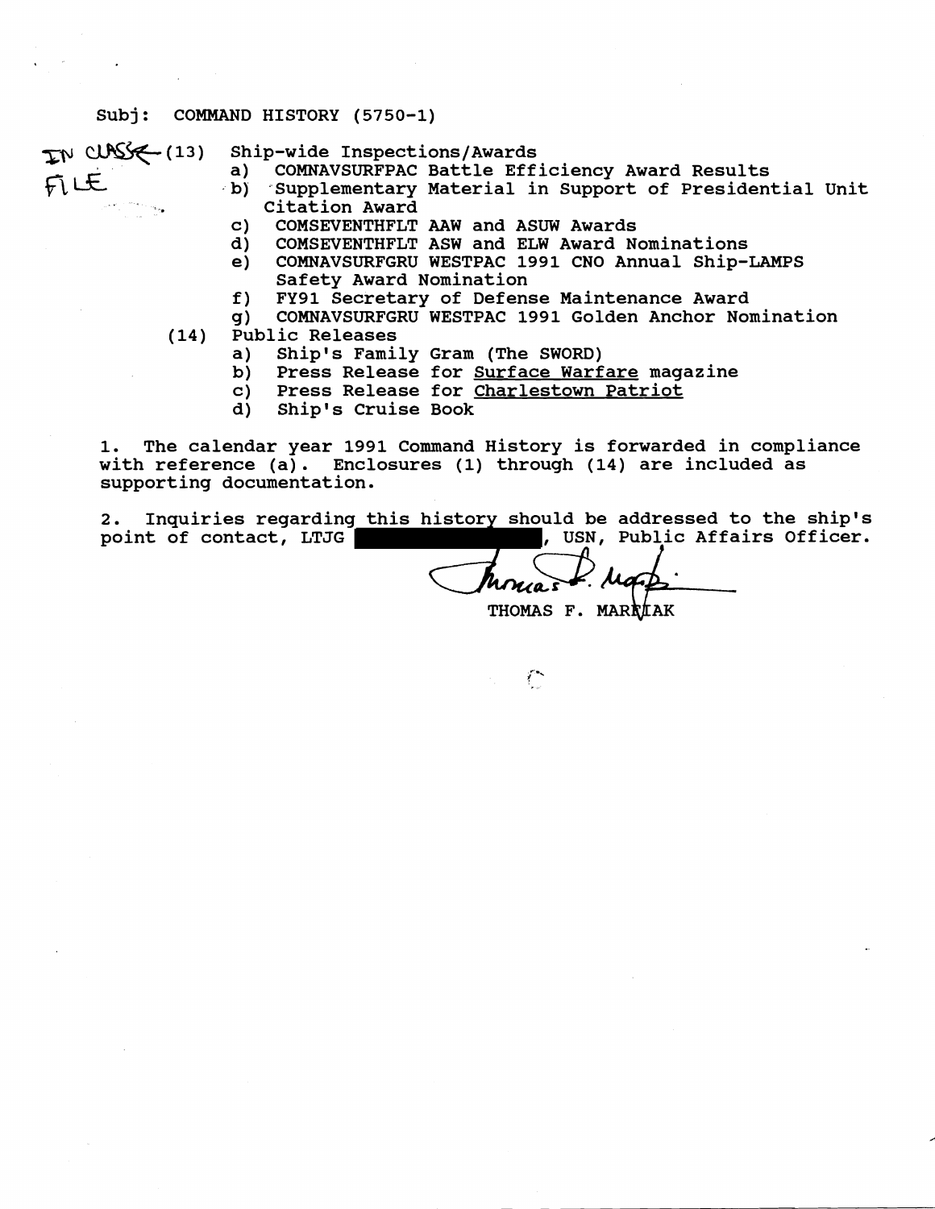Subj: COMMAND HISTORY (5750-1)

IN CLASS FILE

(13) Ship-wide Inspections/Awards
- a) COMNAVSURFPAC Battle Efficiency Award Results
- b) Supplementary Material in Support of Presidential Unit Citation Award
- c) COMSEVENTHFLT AAW and ASUW Awards
- d) COMSEVENTHFLT ASW and ELW Award Nominations
- e) COMNAVSURFGRU WESTPAC 1991 CNO Annual Ship-LAMPS Safety Award Nomination
- f) FY91 Secretary of Defense Maintenance Award
- g) COMNAVSURFGRU WESTPAC 1991 Golden Anchor Nomination

(14) Public Releases
- a) Ship's Family Gram (The SWORD)
- b) Press Release for Surface Warfare magazine
- c) Press Release for Charlestown Patriot
- d) Ship's Cruise Book

1. The calendar year 1991 Command History is forwarded in compliance with reference (a). Enclosures (1) through (14) are included as supporting documentation.

2. Inquiries regarding this history should be addressed to the ship's point of contact, LTJG [REDACTED], USN, Public Affairs Officer.

THOMAS F. MARFIAK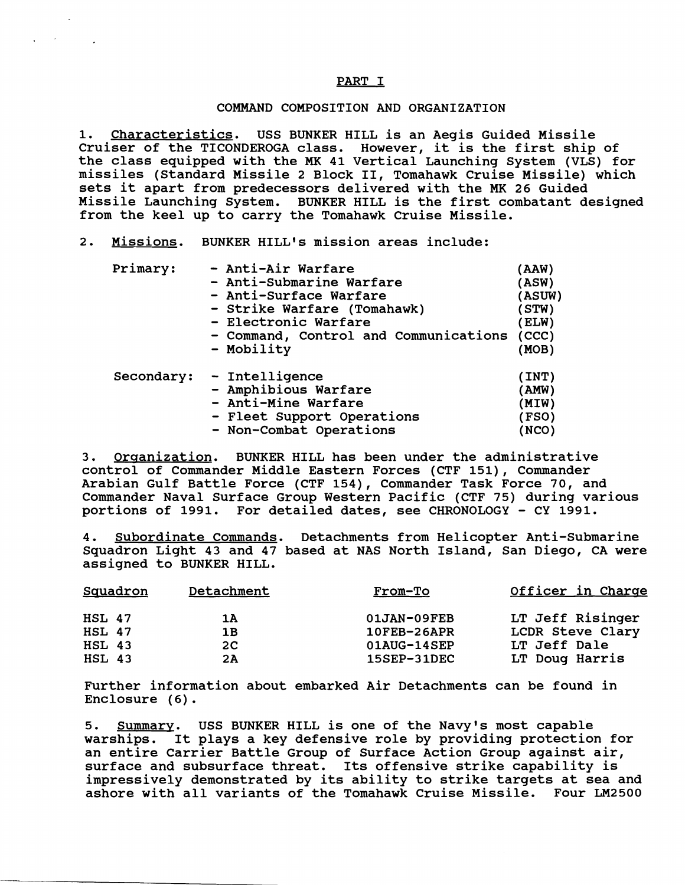## PART I

### COMMAND COMPOSITION AND ORGANIZATION

1. Characteristics. USS BUNKER HILL is an Aegis Guided Missile Cruiser of the TICONDEROGA class. However, it is the first ship of the class equipped with the MK 41 Vertical Launching System (VLS) for missiles (Standard Missile 2 Block II, Tomahawk Cruise Missile) which sets it apart from predecessors delivered with the MK 26 Guided Missile Launching System. BUNKER HILL is the first combatant designed from the keel up to carry the Tomahawk Cruise Missile.

2. Missions. BUNKER HILL's mission areas include:

| | | |
|---|---|---|
| Primary: | - Anti-Air Warfare | (AAW) |
| | - Anti-Submarine Warfare | (ASW) |
| | - Anti-Surface Warfare | (ASUW) |
| | - Strike Warfare (Tomahawk) | (STW) |
| | - Electronic Warfare | (ELW) |
| | - Command, Control and Communications | (CCC) |
| | - Mobility | (MOB) |
| Secondary: | - Intelligence | (INT) |
| | - Amphibious Warfare | (AMW) |
| | - Anti-Mine Warfare | (MIW) |
| | - Fleet Support Operations | (FSO) |
| | - Non-Combat Operations | (NCO) |

3. Organization. BUNKER HILL has been under the administrative control of Commander Middle Eastern Forces (CTF 151), Commander Arabian Gulf Battle Force (CTF 154), Commander Task Force 70, and Commander Naval Surface Group Western Pacific (CTF 75) during various portions of 1991. For detailed dates, see CHRONOLOGY - CY 1991.

4. Subordinate Commands. Detachments from Helicopter Anti-Submarine Squadron Light 43 and 47 based at NAS North Island, San Diego, CA were assigned to BUNKER HILL.

| Squadron | Detachment | From-To | Officer in Charge |
|---|---|---|---|
| HSL 47 | 1A | 01JAN-09FEB | LT Jeff Risinger |
| HSL 47 | 1B | 10FEB-26APR | LCDR Steve Clary |
| HSL 43 | 2C | 01AUG-14SEP | LT Jeff Dale |
| HSL 43 | 2A | 15SEP-31DEC | LT Doug Harris |

Further information about embarked Air Detachments can be found in Enclosure (6).

5. Summary. USS BUNKER HILL is one of the Navy's most capable warships. It plays a key defensive role by providing protection for an entire Carrier Battle Group of Surface Action Group against air, surface and subsurface threat. Its offensive strike capability is impressively demonstrated by its ability to strike targets at sea and ashore with all variants of the Tomahawk Cruise Missile. Four LM2500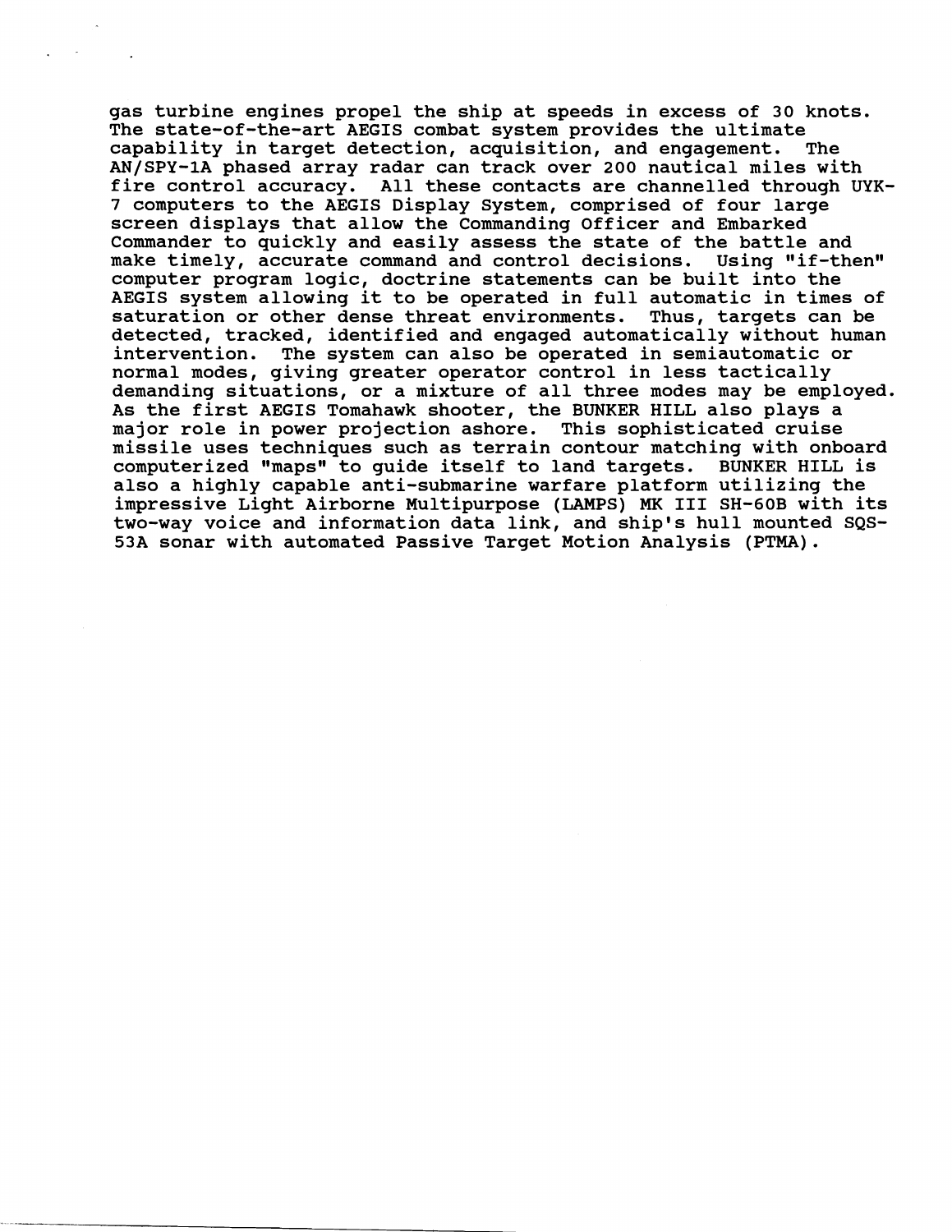gas turbine engines propel the ship at speeds in excess of 30 knots. The state-of-the-art AEGIS combat system provides the ultimate capability in target detection, acquisition, and engagement. The AN/SPY-1A phased array radar can track over 200 nautical miles with fire control accuracy. All these contacts are channelled through UYK-7 computers to the AEGIS Display System, comprised of four large screen displays that allow the Commanding Officer and Embarked Commander to quickly and easily assess the state of the battle and make timely, accurate command and control decisions. Using "if-then" computer program logic, doctrine statements can be built into the AEGIS system allowing it to be operated in full automatic in times of saturation or other dense threat environments. Thus, targets can be detected, tracked, identified and engaged automatically without human intervention. The system can also be operated in semiautomatic or normal modes, giving greater operator control in less tactically demanding situations, or a mixture of all three modes may be employed. As the first AEGIS Tomahawk shooter, the BUNKER HILL also plays a major role in power projection ashore. This sophisticated cruise missile uses techniques such as terrain contour matching with onboard computerized "maps" to guide itself to land targets. BUNKER HILL is also a highly capable anti-submarine warfare platform utilizing the impressive Light Airborne Multipurpose (LAMPS) MK III SH-60B with its two-way voice and information data link, and ship's hull mounted SQS-53A sonar with automated Passive Target Motion Analysis (PTMA).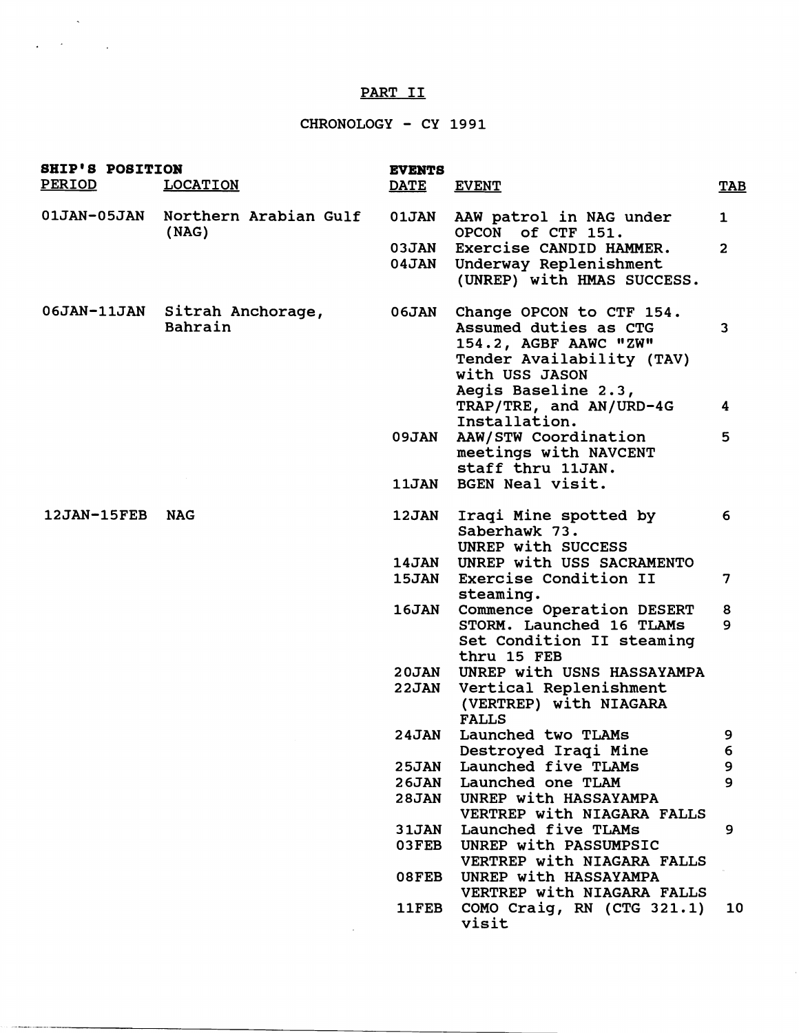# PART II

## CHRONOLOGY - CY 1991

| SHIP'S POSITION PERIOD | LOCATION | EVENTS DATE | EVENT | TAB |
|---|---|---|---|---|
| 01JAN-05JAN | Northern Arabian Gulf (NAG) | 01JAN | AAW patrol in NAG under OPCON of CTF 151. | 1 |
| | | 03JAN | Exercise CANDID HAMMER. | 2 |
| | | 04JAN | Underway Replenishment (UNREP) with HMAS SUCCESS. | |
| 06JAN-11JAN | Sitrah Anchorage, Bahrain | 06JAN | Change OPCON to CTF 154. Assumed duties as CTG 154.2, AGBF AAWC "ZW" | 3 |
| | | | Tender Availability (TAV) with USS JASON Aegis Baseline 2.3, TRAP/TRE, and AN/URD-4G Installation. | 4 |
| | | 09JAN | AAW/STW Coordination meetings with NAVCENT staff thru 11JAN. | 5 |
| | | 11JAN | BGEN Neal visit. | |
| 12JAN-15FEB | NAG | 12JAN | Iraqi Mine spotted by Saberhawk 73. | 6 |
| | | | UNREP with SUCCESS | |
| | | 14JAN | UNREP with USS SACRAMENTO | |
| | | 15JAN | Exercise Condition II steaming. | 7 |
| | | 16JAN | Commence Operation DESERT STORM. Launched 16 TLAMs | 8<br>9 |
| | | | Set Condition II steaming thru 15 FEB | |
| | | 20JAN | UNREP with USNS HASSAYAMPA | |
| | | 22JAN | Vertical Replenishment (VERTREP) with NIAGARA FALLS | |
| | | 24JAN | Launched two TLAMs | 9 |
| | | | Destroyed Iraqi Mine | 6 |
| | | 25JAN | Launched five TLAMs | 9 |
| | | 26JAN | Launched one TLAM | 9 |
| | | 28JAN | UNREP with HASSAYAMPA | |
| | | | VERTREP with NIAGARA FALLS | |
| | | 31JAN | Launched five TLAMs | 9 |
| | | 03FEB | UNREP with PASSUMPSIC | |
| | | | VERTREP with NIAGARA FALLS | |
| | | 08FEB | UNREP with HASSAYAMPA | |
| | | | VERTREP with NIAGARA FALLS | |
| | | 11FEB | COMO Craig, RN (CTG 321.1) visit | 10 |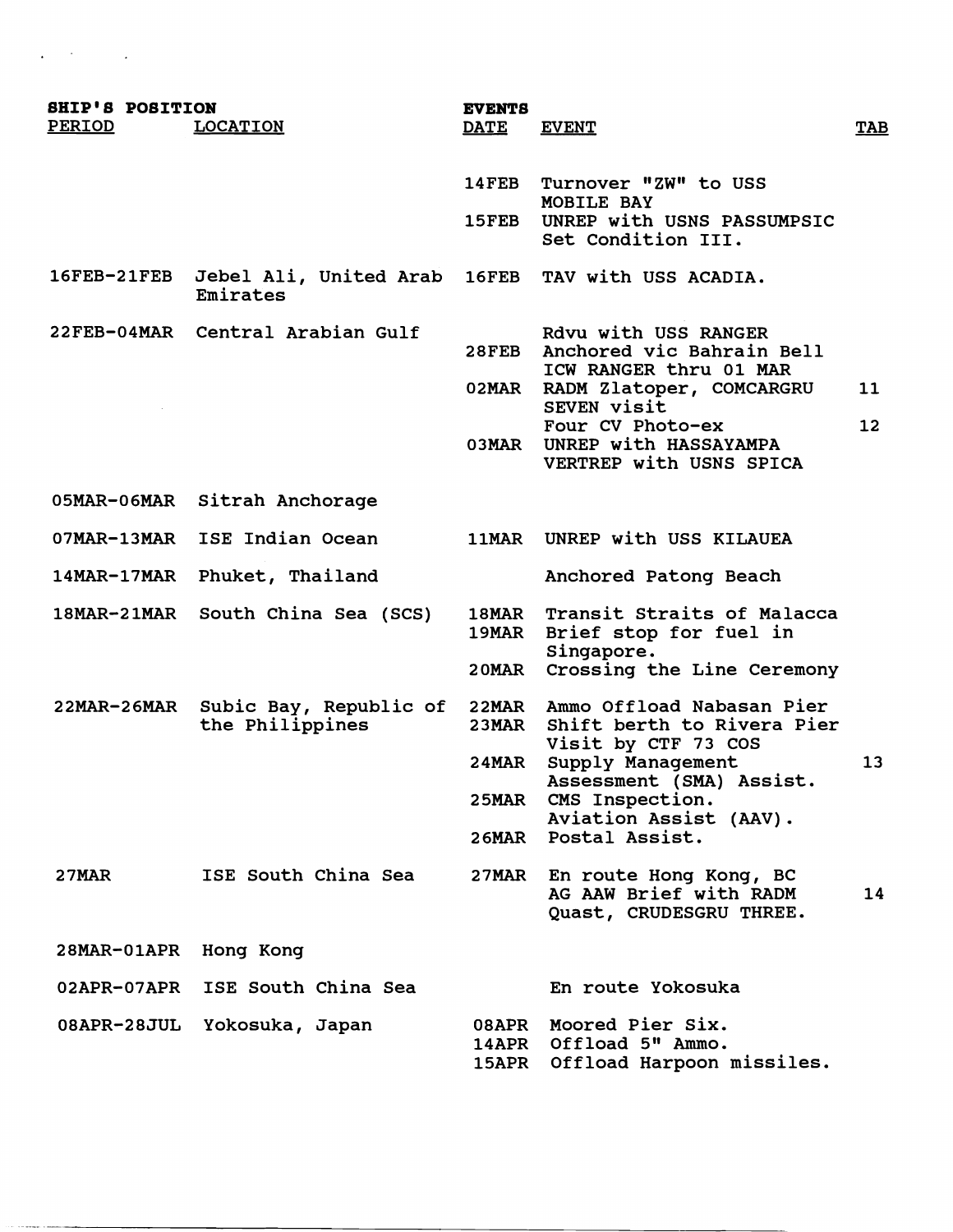| SHIP'S POSITION | | EVENTS | | |
|---|---|---|---|---|
| PERIOD | LOCATION | DATE | EVENT | TAB |
| | | 14FEB | Turnover "ZW" to USS MOBILE BAY | |
| | | 15FEB | UNREP with USNS PASSUMPSIC Set Condition III. | |
| 16FEB-21FEB | Jebel Ali, United Arab Emirates | 16FEB | TAV with USS ACADIA. | |
| 22FEB-04MAR | Central Arabian Gulf | | Rdvu with USS RANGER | |
| | | 28FEB | Anchored vic Bahrain Bell ICW RANGER thru 01 MAR | |
| | | 02MAR | RADM Zlatoper, COMCARGRU SEVEN visit | 11 |
| | | | Four CV Photo-ex | 12 |
| | | 03MAR | UNREP with HASSAYAMPA VERTREP with USNS SPICA | |
| 05MAR-06MAR | Sitrah Anchorage | | | |
| 07MAR-13MAR | ISE Indian Ocean | 11MAR | UNREP with USS KILAUEA | |
| 14MAR-17MAR | Phuket, Thailand | | Anchored Patong Beach | |
| 18MAR-21MAR | South China Sea (SCS) | 18MAR | Transit Straits of Malacca | |
| | | 19MAR | Brief stop for fuel in Singapore. | |
| | | 20MAR | Crossing the Line Ceremony | |
| 22MAR-26MAR | Subic Bay, Republic of the Philippines | 22MAR | Ammo Offload Nabasan Pier | |
| | | 23MAR | Shift berth to Rivera Pier Visit by CTF 73 COS | |
| | | 24MAR | Supply Management Assessment (SMA) Assist. | 13 |
| | | 25MAR | CMS Inspection. Aviation Assist (AAV). | |
| | | 26MAR | Postal Assist. | |
| 27MAR | ISE South China Sea | 27MAR | En route Hong Kong, BC AG AAW Brief with RADM Quast, CRUDESGRU THREE. | 14 |
| 28MAR-01APR | Hong Kong | | | |
| 02APR-07APR | ISE South China Sea | | En route Yokosuka | |
| 08APR-28JUL | Yokosuka, Japan | 08APR | Moored Pier Six. | |
| | | 14APR | Offload 5" Ammo. | |
| | | 15APR | Offload Harpoon missiles. | |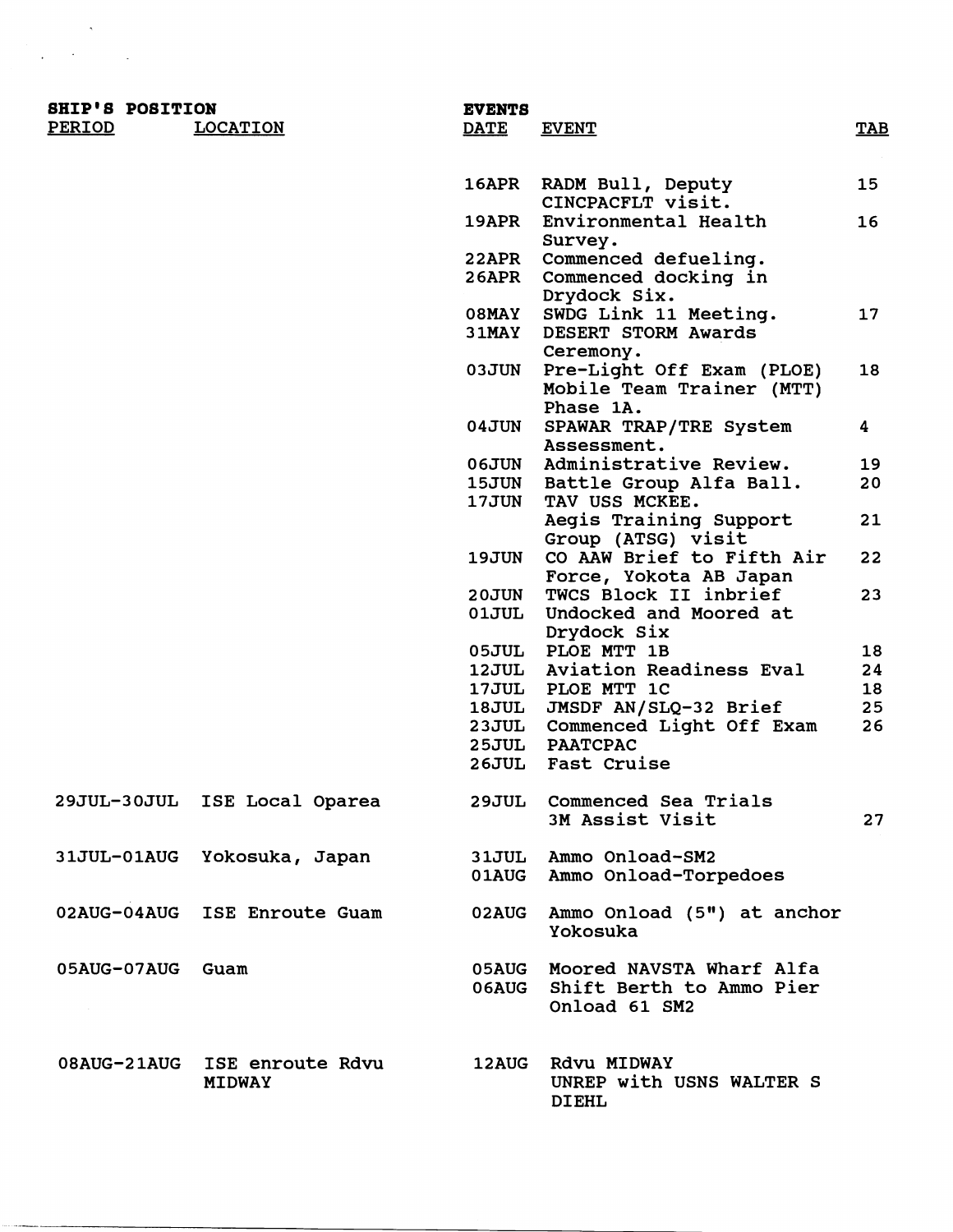| SHIP'S POSITION | | EVENTS | | |
|---|---|---|---|---|
| PERIOD | LOCATION | DATE | EVENT | TAB |
| | | 16APR | RADM Bull, Deputy CINCPACFLT visit. | 15 |
| | | 19APR | Environmental Health Survey. | 16 |
| | | 22APR | Commenced defueling. | |
| | | 26APR | Commenced docking in Drydock Six. | |
| | | 08MAY | SWDG Link 11 Meeting. | 17 |
| | | 31MAY | DESERT STORM Awards Ceremony. | |
| | | 03JUN | Pre-Light Off Exam (PLOE) Mobile Team Trainer (MTT) Phase 1A. | 18 |
| | | 04JUN | SPAWAR TRAP/TRE System Assessment. | 4 |
| | | 06JUN | Administrative Review. | 19 |
| | | 15JUN | Battle Group Alfa Ball. | 20 |
| | | 17JUN | TAV USS MCKEE. | |
| | | | Aegis Training Support Group (ATSG) visit | 21 |
| | | 19JUN | CO AAW Brief to Fifth Air Force, Yokota AB Japan | 22 |
| | | 20JUN | TWCS Block II inbrief | 23 |
| | | 01JUL | Undocked and Moored at Drydock Six | |
| | | 05JUL | PLOE MTT 1B | 18 |
| | | 12JUL | Aviation Readiness Eval | 24 |
| | | 17JUL | PLOE MTT 1C | 18 |
| | | 18JUL | JMSDF AN/SLQ-32 Brief | 25 |
| | | 23JUL | Commenced Light Off Exam | 26 |
| | | 25JUL | PAATCPAC | |
| | | 26JUL | Fast Cruise | |
| 29JUL-30JUL | ISE Local Oparea | 29JUL | Commenced Sea Trials | |
| | | | 3M Assist Visit | 27 |
| 31JUL-01AUG | Yokosuka, Japan | 31JUL | Ammo Onload-SM2 | |
| | | 01AUG | Ammo Onload-Torpedoes | |
| 02AUG-04AUG | ISE Enroute Guam | 02AUG | Ammo Onload (5") at anchor Yokosuka | |
| 05AUG-07AUG | Guam | 05AUG | Moored NAVSTA Wharf Alfa | |
| | | 06AUG | Shift Berth to Ammo Pier | |
| | | | Onload 61 SM2 | |
| 08AUG-21AUG | ISE enroute Rdvu MIDWAY | 12AUG | Rdvu MIDWAY | |
| | | | UNREP with USNS WALTER S DIEHL | |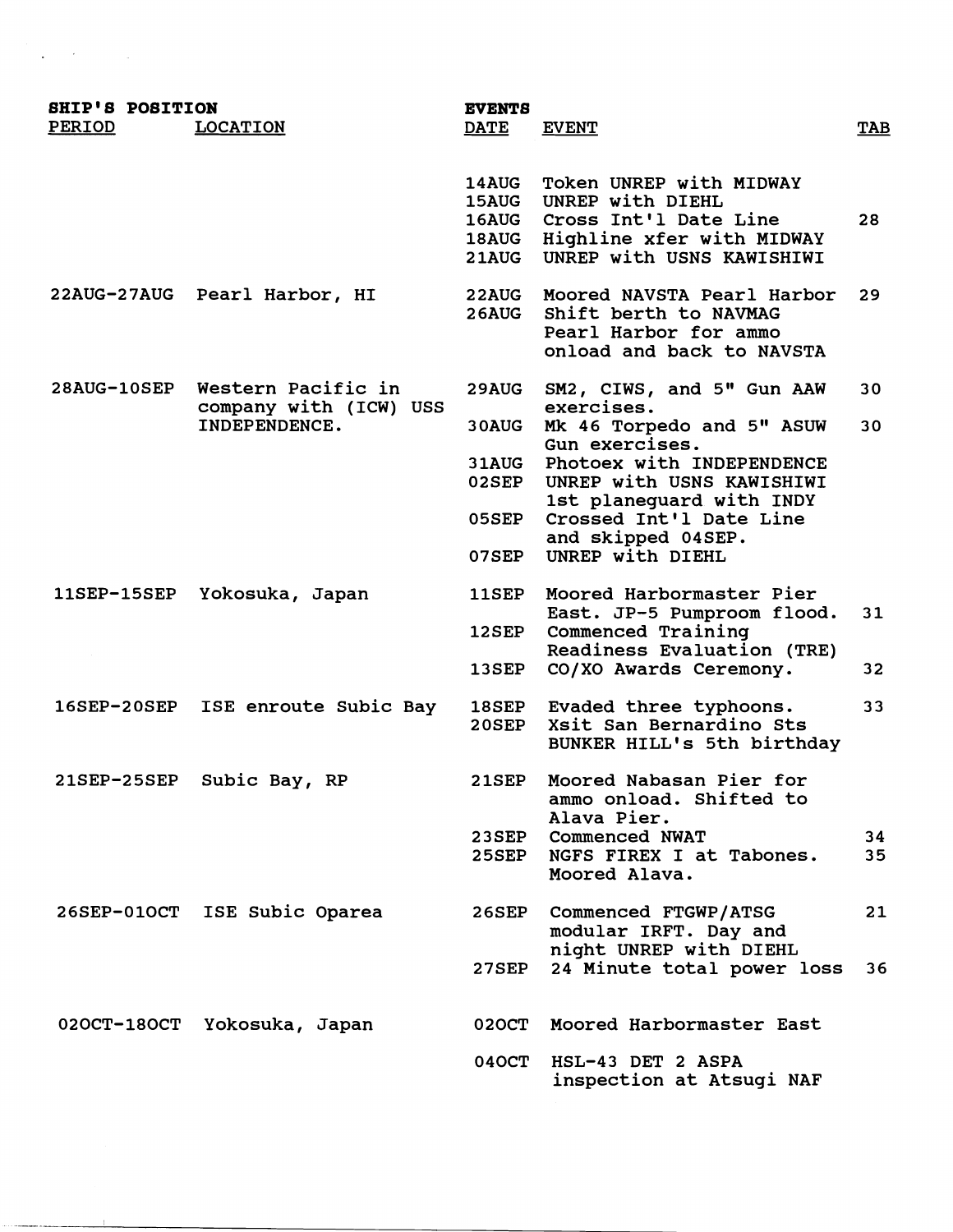| SHIP'S POSITION | | EVENTS | | |
|---|---|---|---|---|
| PERIOD | LOCATION | DATE | EVENT | TAB |
| | | 14AUG | Token UNREP with MIDWAY | |
| | | 15AUG | UNREP with DIEHL | |
| | | 16AUG | Cross Int'l Date Line | 28 |
| | | 18AUG | Highline xfer with MIDWAY | |
| | | 21AUG | UNREP with USNS KAWISHIWI | |
| 22AUG-27AUG | Pearl Harbor, HI | 22AUG | Moored NAVSTA Pearl Harbor | 29 |
| | | 26AUG | Shift berth to NAVMAG Pearl Harbor for ammo onload and back to NAVSTA | |
| 28AUG-10SEP | Western Pacific in company with (ICW) USS INDEPENDENCE. | 29AUG | SM2, CIWS, and 5" Gun AAW exercises. | 30 |
| | | 30AUG | Mk 46 Torpedo and 5" ASUW Gun exercises. | 30 |
| | | 31AUG | Photoex with INDEPENDENCE | |
| | | 02SEP | UNREP with USNS KAWISHIWI 1st planeguard with INDY | |
| | | 05SEP | Crossed Int'l Date Line and skipped 04SEP. | |
| | | 07SEP | UNREP with DIEHL | |
| 11SEP-15SEP | Yokosuka, Japan | 11SEP | Moored Harbormaster Pier East. JP-5 Pumproom flood. | 31 |
| | | 12SEP | Commenced Training Readiness Evaluation (TRE) | |
| | | 13SEP | CO/XO Awards Ceremony. | 32 |
| 16SEP-20SEP | ISE enroute Subic Bay | 18SEP | Evaded three typhoons. | 33 |
| | | 20SEP | Xsit San Bernardino Sts BUNKER HILL's 5th birthday | |
| 21SEP-25SEP | Subic Bay, RP | 21SEP | Moored Nabasan Pier for ammo onload. Shifted to Alava Pier. | |
| | | 23SEP | Commenced NWAT | 34 |
| | | 25SEP | NGFS FIREX I at Tabones. Moored Alava. | 35 |
| 26SEP-01OCT | ISE Subic Oparea | 26SEP | Commenced FTGWP/ATSG modular IRFT. Day and night UNREP with DIEHL | 21 |
| | | 27SEP | 24 Minute total power loss | 36 |
| 02OCT-18OCT | Yokosuka, Japan | 02OCT | Moored Harbormaster East | |
| | | 04OCT | HSL-43 DET 2 ASPA inspection at Atsugi NAF | |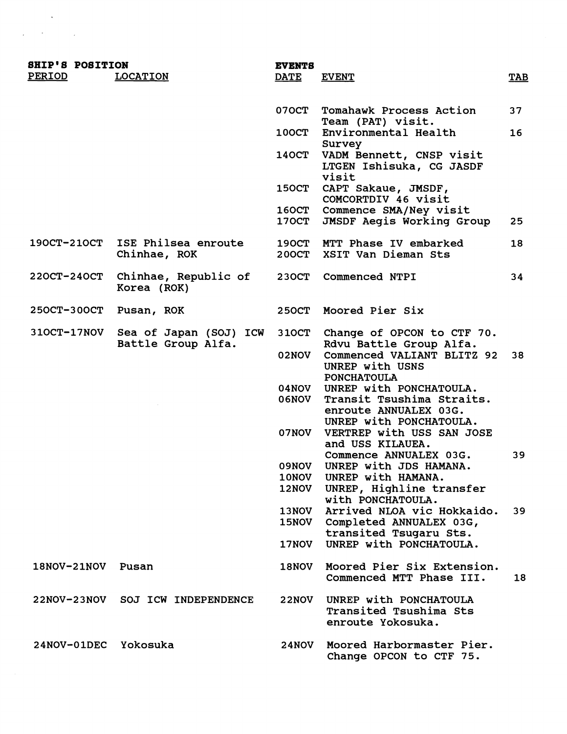| SHIP'S POSITION | | EVENTS | | |
|---|---|---|---|---|
| PERIOD | LOCATION | DATE | EVENT | TAB |
| | | 07OCT | Tomahawk Process Action Team (PAT) visit. | 37 |
| | | 10OCT | Environmental Health Survey | 16 |
| | | 14OCT | VADM Bennett, CNSP visit LTGEN Ishisuka, CG JASDF visit | |
| | | 15OCT | CAPT Sakaue, JMSDF, COMCORTDIV 46 visit | |
| | | 16OCT | Commence SMA/Ney visit | |
| | | 17OCT | JMSDF Aegis Working Group | 25 |
| 19OCT-21OCT | ISE Philsea enroute Chinhae, ROK | 19OCT | MTT Phase IV embarked | 18 |
| | | 20OCT | XSIT Van Dieman Sts | |
| 22OCT-24OCT | Chinhae, Republic of Korea (ROK) | 23OCT | Commenced NTPI | 34 |
| 25OCT-30OCT | Pusan, ROK | 25OCT | Moored Pier Six | |
| 31OCT-17NOV | Sea of Japan (SOJ) ICW Battle Group Alfa. | 31OCT | Change of OPCON to CTF 70. Rdvu Battle Group Alfa. | |
| | | 02NOV | Commenced VALIANT BLITZ 92 UNREP with USNS PONCHATOULA | 38 |
| | | 04NOV | UNREP with PONCHATOULA. | |
| | | 06NOV | Transit Tsushima Straits. enroute ANNUALEX 03G. UNREP with PONCHATOULA. | |
| | | 07NOV | VERTREP with USS SAN JOSE and USS KILAUEA. Commence ANNUALEX 03G. | 39 |
| | | 09NOV | UNREP with JDS HAMANA. | |
| | | 10NOV | UNREP with HAMANA. | |
| | | 12NOV | UNREP, Highline transfer with PONCHATOULA. | |
| | | 13NOV | Arrived NLOA vic Hokkaido. | 39 |
| | | 15NOV | Completed ANNUALEX 03G, transited Tsugaru Sts. | |
| | | 17NOV | UNREP with PONCHATOULA. | |
| 18NOV-21NOV | Pusan | 18NOV | Moored Pier Six Extension. Commenced MTT Phase III. | 18 |
| 22NOV-23NOV | SOJ ICW INDEPENDENCE | 22NOV | UNREP with PONCHATOULA Transited Tsushima Sts enroute Yokosuka. | |
| 24NOV-01DEC | Yokosuka | 24NOV | Moored Harbormaster Pier. Change OPCON to CTF 75. | |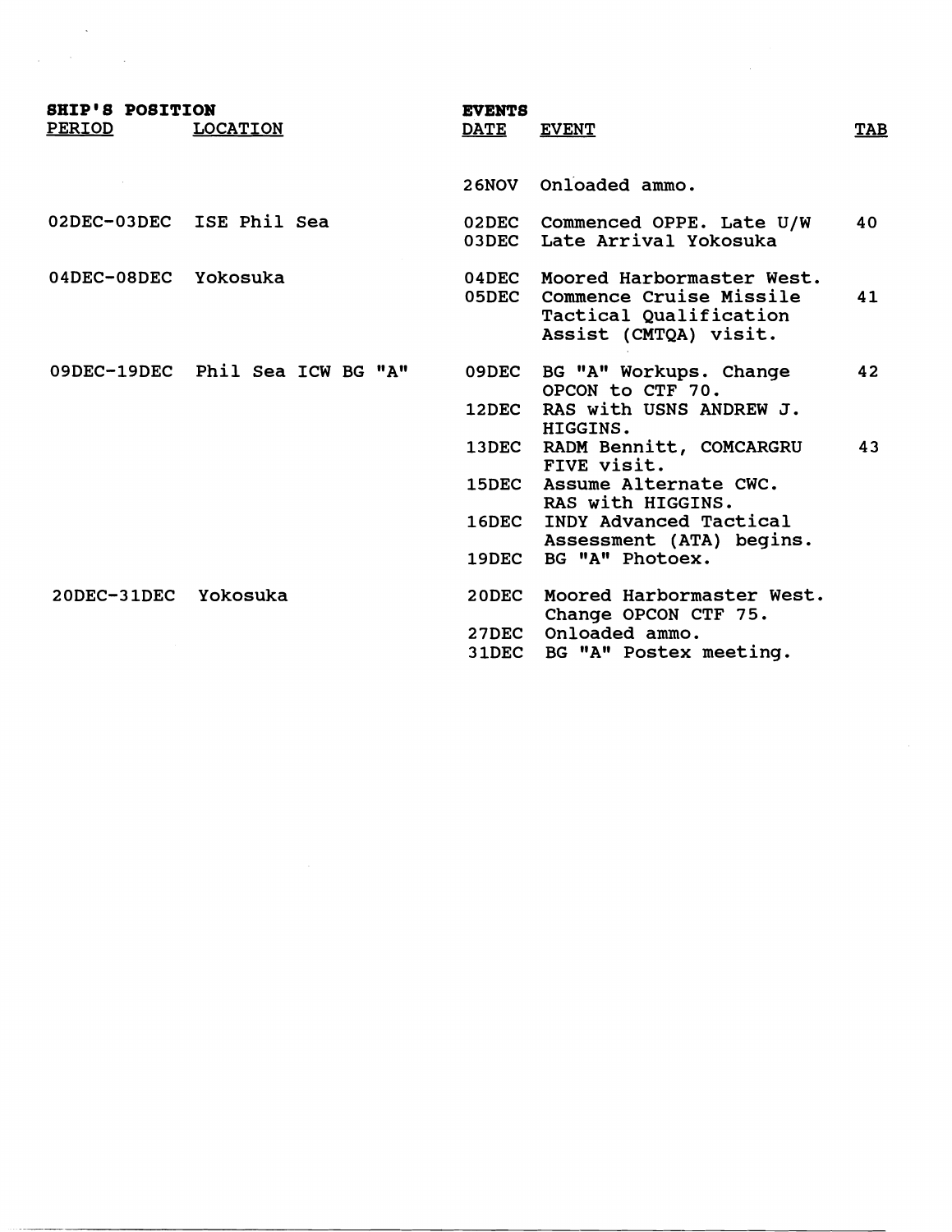| SHIP'S POSITION | | EVENTS | | |
|---|---|---|---|---|
| PERIOD | LOCATION | DATE | EVENT | TAB |
| | | 26NOV | Onloaded ammo. | |
| 02DEC-03DEC | ISE Phil Sea | 02DEC | Commenced OPPE. Late U/W | 40 |
| | | 03DEC | Late Arrival Yokosuka | |
| 04DEC-08DEC | Yokosuka | 04DEC | Moored Harbormaster West. | |
| | | 05DEC | Commence Cruise Missile Tactical Qualification Assist (CMTQA) visit. | 41 |
| 09DEC-19DEC | Phil Sea ICW BG "A" | 09DEC | BG "A" Workups. Change OPCON to CTF 70. | 42 |
| | | 12DEC | RAS with USNS ANDREW J. HIGGINS. | |
| | | 13DEC | RADM Bennitt, COMCARGRU FIVE visit. | 43 |
| | | 15DEC | Assume Alternate CWC. RAS with HIGGINS. | |
| | | 16DEC | INDY Advanced Tactical Assessment (ATA) begins. | |
| | | 19DEC | BG "A" Photoex. | |
| 20DEC-31DEC | Yokosuka | 20DEC | Moored Harbormaster West. Change OPCON CTF 75. | |
| | | 27DEC | Onloaded ammo. | |
| | | 31DEC | BG "A" Postex meeting. | |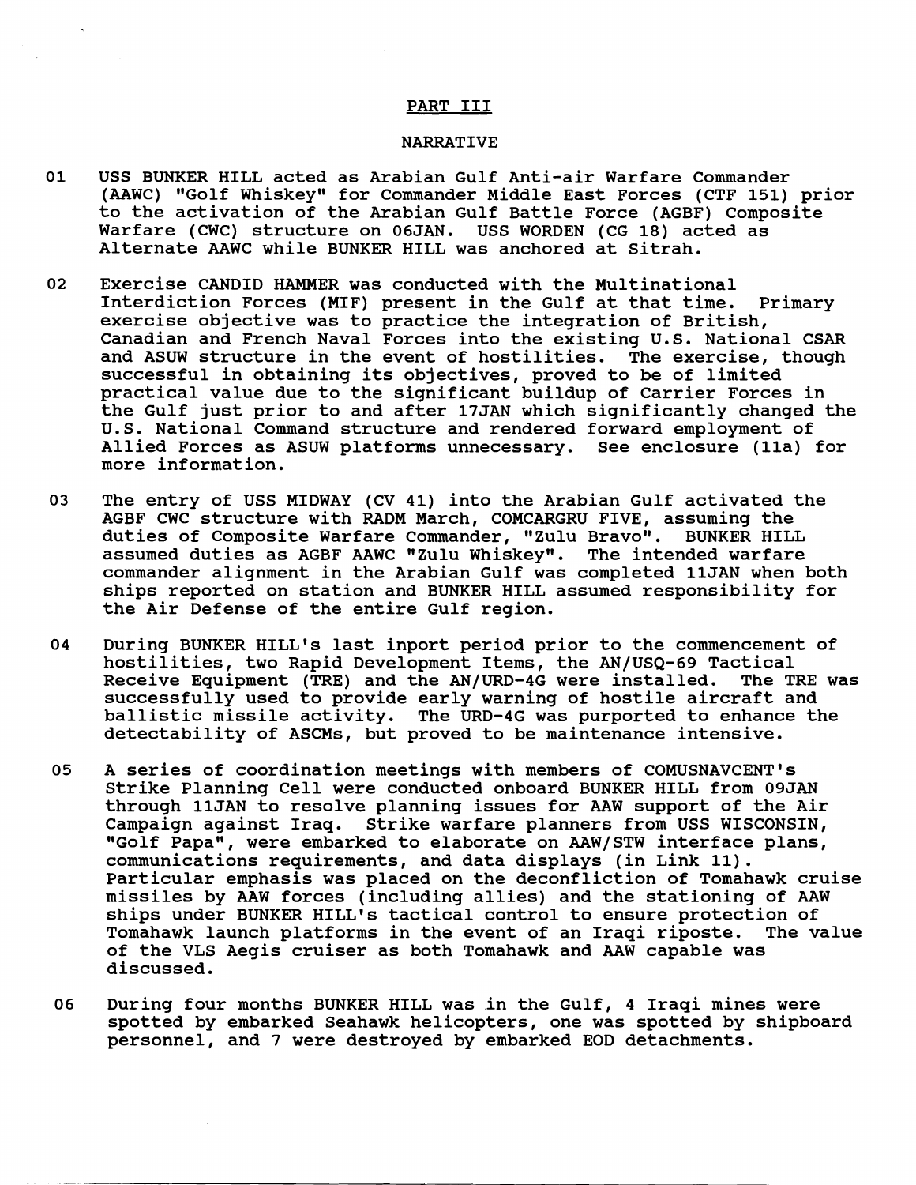## PART III

## NARRATIVE

01 USS BUNKER HILL acted as Arabian Gulf Anti-air Warfare Commander (AAWC) "Golf Whiskey" for Commander Middle East Forces (CTF 151) prior to the activation of the Arabian Gulf Battle Force (AGBF) Composite Warfare (CWC) structure on 06JAN. USS WORDEN (CG 18) acted as Alternate AAWC while BUNKER HILL was anchored at Sitrah.

02 Exercise CANDID HAMMER was conducted with the Multinational Interdiction Forces (MIF) present in the Gulf at that time. Primary exercise objective was to practice the integration of British, Canadian and French Naval Forces into the existing U.S. National CSAR and ASUW structure in the event of hostilities. The exercise, though successful in obtaining its objectives, proved to be of limited practical value due to the significant buildup of Carrier Forces in the Gulf just prior to and after 17JAN which significantly changed the U.S. National Command structure and rendered forward employment of Allied Forces as ASUW platforms unnecessary. See enclosure (11a) for more information.

03 The entry of USS MIDWAY (CV 41) into the Arabian Gulf activated the AGBF CWC structure with RADM March, COMCARGRU FIVE, assuming the duties of Composite Warfare Commander, "Zulu Bravo". BUNKER HILL assumed duties as AGBF AAWC "Zulu Whiskey". The intended warfare commander alignment in the Arabian Gulf was completed 11JAN when both ships reported on station and BUNKER HILL assumed responsibility for the Air Defense of the entire Gulf region.

04 During BUNKER HILL's last inport period prior to the commencement of hostilities, two Rapid Development Items, the AN/USQ-69 Tactical Receive Equipment (TRE) and the AN/URD-4G were installed. The TRE was successfully used to provide early warning of hostile aircraft and ballistic missile activity. The URD-4G was purported to enhance the detectability of ASCMs, but proved to be maintenance intensive.

05 A series of coordination meetings with members of COMUSNAVCENT's Strike Planning Cell were conducted onboard BUNKER HILL from 09JAN through 11JAN to resolve planning issues for AAW support of the Air Campaign against Iraq. Strike warfare planners from USS WISCONSIN, "Golf Papa", were embarked to elaborate on AAW/STW interface plans, communications requirements, and data displays (in Link 11). Particular emphasis was placed on the deconfliction of Tomahawk cruise missiles by AAW forces (including allies) and the stationing of AAW ships under BUNKER HILL's tactical control to ensure protection of Tomahawk launch platforms in the event of an Iraqi riposte. The value of the VLS Aegis cruiser as both Tomahawk and AAW capable was discussed.

06 During four months BUNKER HILL was in the Gulf, 4 Iraqi mines were spotted by embarked Seahawk helicopters, one was spotted by shipboard personnel, and 7 were destroyed by embarked EOD detachments.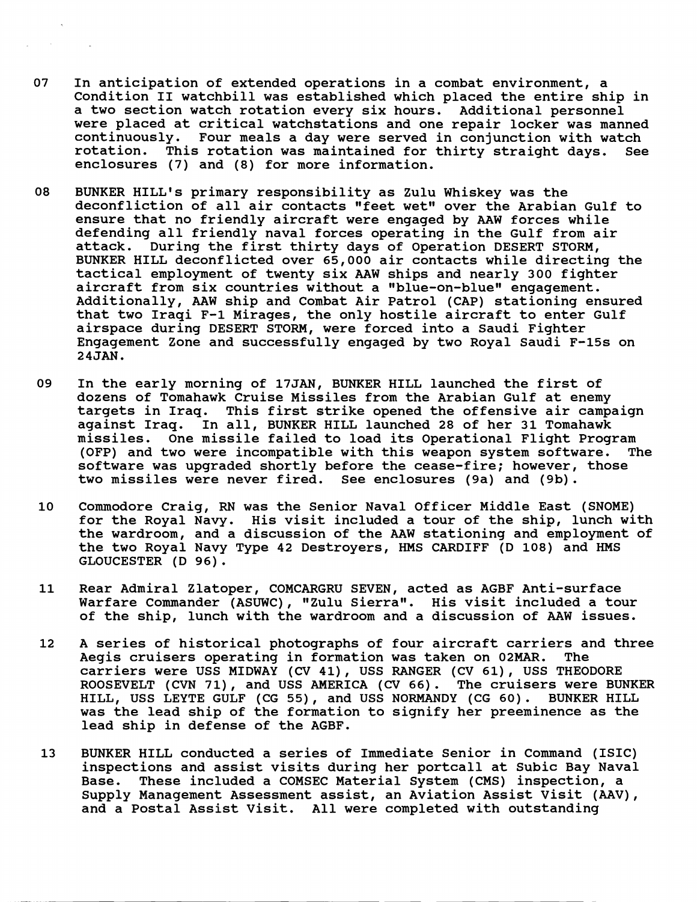07 In anticipation of extended operations in a combat environment, a Condition II watchbill was established which placed the entire ship in a two section watch rotation every six hours. Additional personnel were placed at critical watchstations and one repair locker was manned continuously. Four meals a day were served in conjunction with watch rotation. This rotation was maintained for thirty straight days. See enclosures (7) and (8) for more information.

08 BUNKER HILL's primary responsibility as Zulu Whiskey was the deconfliction of all air contacts "feet wet" over the Arabian Gulf to ensure that no friendly aircraft were engaged by AAW forces while defending all friendly naval forces operating in the Gulf from air attack. During the first thirty days of Operation DESERT STORM, BUNKER HILL deconflicted over 65,000 air contacts while directing the tactical employment of twenty six AAW ships and nearly 300 fighter aircraft from six countries without a "blue-on-blue" engagement. Additionally, AAW ship and Combat Air Patrol (CAP) stationing ensured that two Iraqi F-1 Mirages, the only hostile aircraft to enter Gulf airspace during DESERT STORM, were forced into a Saudi Fighter Engagement Zone and successfully engaged by two Royal Saudi F-15s on 24JAN.

09 In the early morning of 17JAN, BUNKER HILL launched the first of dozens of Tomahawk Cruise Missiles from the Arabian Gulf at enemy targets in Iraq. This first strike opened the offensive air campaign against Iraq. In all, BUNKER HILL launched 28 of her 31 Tomahawk missiles. One missile failed to load its Operational Flight Program (OFP) and two were incompatible with this weapon system software. The software was upgraded shortly before the cease-fire; however, those two missiles were never fired. See enclosures (9a) and (9b).

10 Commodore Craig, RN was the Senior Naval Officer Middle East (SNOME) for the Royal Navy. His visit included a tour of the ship, lunch with the wardroom, and a discussion of the AAW stationing and employment of the two Royal Navy Type 42 Destroyers, HMS CARDIFF (D 108) and HMS GLOUCESTER (D 96).

11 Rear Admiral Zlatoper, COMCARGRU SEVEN, acted as AGBF Anti-surface Warfare Commander (ASUWC), "Zulu Sierra". His visit included a tour of the ship, lunch with the wardroom and a discussion of AAW issues.

12 A series of historical photographs of four aircraft carriers and three Aegis cruisers operating in formation was taken on 02MAR. The carriers were USS MIDWAY (CV 41), USS RANGER (CV 61), USS THEODORE ROOSEVELT (CVN 71), and USS AMERICA (CV 66). The cruisers were BUNKER HILL, USS LEYTE GULF (CG 55), and USS NORMANDY (CG 60). BUNKER HILL was the lead ship of the formation to signify her preeminence as the lead ship in defense of the AGBF.

13 BUNKER HILL conducted a series of Immediate Senior in Command (ISIC) inspections and assist visits during her portcall at Subic Bay Naval Base. These included a COMSEC Material System (CMS) inspection, a Supply Management Assessment assist, an Aviation Assist Visit (AAV), and a Postal Assist Visit. All were completed with outstanding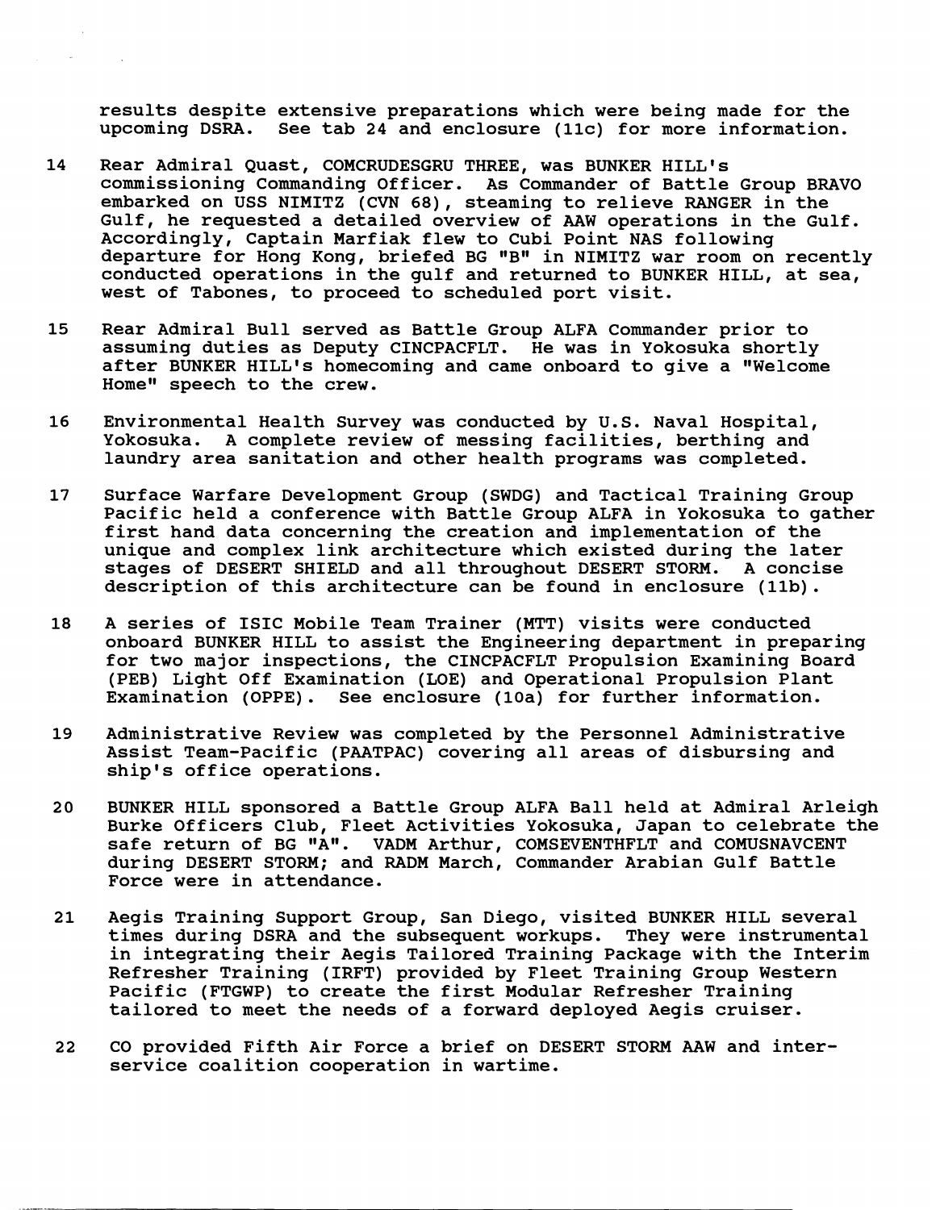results despite extensive preparations which were being made for the upcoming DSRA. See tab 24 and enclosure (11c) for more information.

14 Rear Admiral Quast, COMCRUDESGRU THREE, was BUNKER HILL's commissioning Commanding Officer. As Commander of Battle Group BRAVO embarked on USS NIMITZ (CVN 68), steaming to relieve RANGER in the Gulf, he requested a detailed overview of AAW operations in the Gulf. Accordingly, Captain Marfiak flew to Cubi Point NAS following departure for Hong Kong, briefed BG "B" in NIMITZ war room on recently conducted operations in the gulf and returned to BUNKER HILL, at sea, west of Tabones, to proceed to scheduled port visit.

15 Rear Admiral Bull served as Battle Group ALFA Commander prior to assuming duties as Deputy CINCPACFLT. He was in Yokosuka shortly after BUNKER HILL's homecoming and came onboard to give a "Welcome Home" speech to the crew.

16 Environmental Health Survey was conducted by U.S. Naval Hospital, Yokosuka. A complete review of messing facilities, berthing and laundry area sanitation and other health programs was completed.

17 Surface Warfare Development Group (SWDG) and Tactical Training Group Pacific held a conference with Battle Group ALFA in Yokosuka to gather first hand data concerning the creation and implementation of the unique and complex link architecture which existed during the later stages of DESERT SHIELD and all throughout DESERT STORM. A concise description of this architecture can be found in enclosure (11b).

18 A series of ISIC Mobile Team Trainer (MTT) visits were conducted onboard BUNKER HILL to assist the Engineering department in preparing for two major inspections, the CINCPACFLT Propulsion Examining Board (PEB) Light Off Examination (LOE) and Operational Propulsion Plant Examination (OPPE). See enclosure (10a) for further information.

19 Administrative Review was completed by the Personnel Administrative Assist Team-Pacific (PAATPAC) covering all areas of disbursing and ship's office operations.

20 BUNKER HILL sponsored a Battle Group ALFA Ball held at Admiral Arleigh Burke Officers Club, Fleet Activities Yokosuka, Japan to celebrate the safe return of BG "A". VADM Arthur, COMSEVENTHFLT and COMUSNAVCENT during DESERT STORM; and RADM March, Commander Arabian Gulf Battle Force were in attendance.

21 Aegis Training Support Group, San Diego, visited BUNKER HILL several times during DSRA and the subsequent workups. They were instrumental in integrating their Aegis Tailored Training Package with the Interim Refresher Training (IRFT) provided by Fleet Training Group Western Pacific (FTGWP) to create the first Modular Refresher Training tailored to meet the needs of a forward deployed Aegis cruiser.

22 CO provided Fifth Air Force a brief on DESERT STORM AAW and inter-service coalition cooperation in wartime.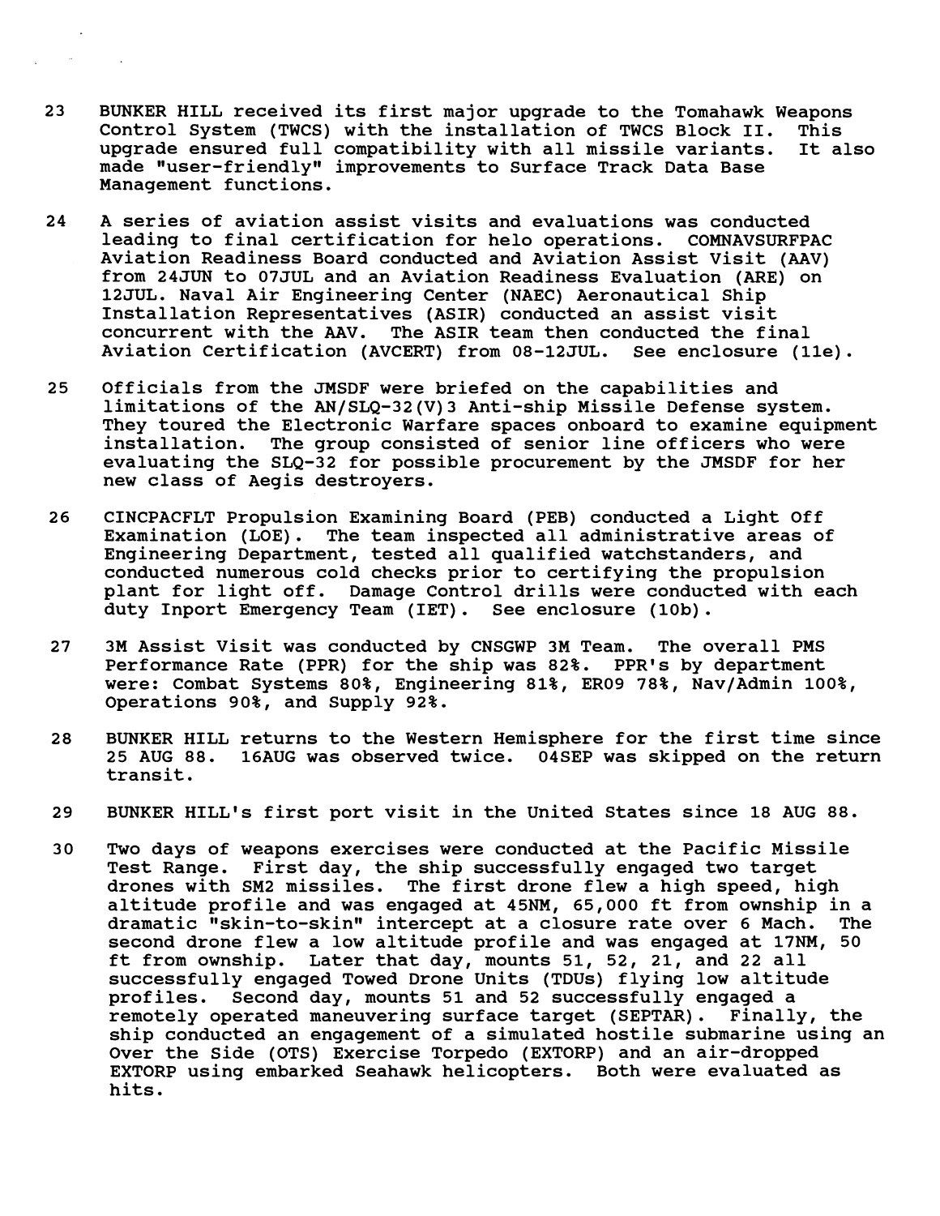23 BUNKER HILL received its first major upgrade to the Tomahawk Weapons Control System (TWCS) with the installation of TWCS Block II. This upgrade ensured full compatibility with all missile variants. It also made "user-friendly" improvements to Surface Track Data Base Management functions.

24 A series of aviation assist visits and evaluations was conducted leading to final certification for helo operations. COMNAVSURFPAC Aviation Readiness Board conducted and Aviation Assist Visit (AAV) from 24JUN to 07JUL and an Aviation Readiness Evaluation (ARE) on 12JUL. Naval Air Engineering Center (NAEC) Aeronautical Ship Installation Representatives (ASIR) conducted an assist visit concurrent with the AAV. The ASIR team then conducted the final Aviation Certification (AVCERT) from 08-12JUL. See enclosure (11e).

25 Officials from the JMSDF were briefed on the capabilities and limitations of the AN/SLQ-32(V)3 Anti-ship Missile Defense system. They toured the Electronic Warfare spaces onboard to examine equipment installation. The group consisted of senior line officers who were evaluating the SLQ-32 for possible procurement by the JMSDF for her new class of Aegis destroyers.

26 CINCPACFLT Propulsion Examining Board (PEB) conducted a Light Off Examination (LOE). The team inspected all administrative areas of Engineering Department, tested all qualified watchstanders, and conducted numerous cold checks prior to certifying the propulsion plant for light off. Damage Control drills were conducted with each duty Inport Emergency Team (IET). See enclosure (10b).

27 3M Assist Visit was conducted by CNSGWP 3M Team. The overall PMS Performance Rate (PPR) for the ship was 82%. PPR's by department were: Combat Systems 80%, Engineering 81%, ER09 78%, Nav/Admin 100%, Operations 90%, and Supply 92%.

28 BUNKER HILL returns to the Western Hemisphere for the first time since 25 AUG 88. 16AUG was observed twice. 04SEP was skipped on the return transit.

29 BUNKER HILL's first port visit in the United States since 18 AUG 88.

30 Two days of weapons exercises were conducted at the Pacific Missile Test Range. First day, the ship successfully engaged two target drones with SM2 missiles. The first drone flew a high speed, high altitude profile and was engaged at 45NM, 65,000 ft from ownship in a dramatic "skin-to-skin" intercept at a closure rate over 6 Mach. The second drone flew a low altitude profile and was engaged at 17NM, 50 ft from ownship. Later that day, mounts 51, 52, 21, and 22 all successfully engaged Towed Drone Units (TDUs) flying low altitude profiles. Second day, mounts 51 and 52 successfully engaged a remotely operated maneuvering surface target (SEPTAR). Finally, the ship conducted an engagement of a simulated hostile submarine using an Over the Side (OTS) Exercise Torpedo (EXTORP) and an air-dropped EXTORP using embarked Seahawk helicopters. Both were evaluated as hits.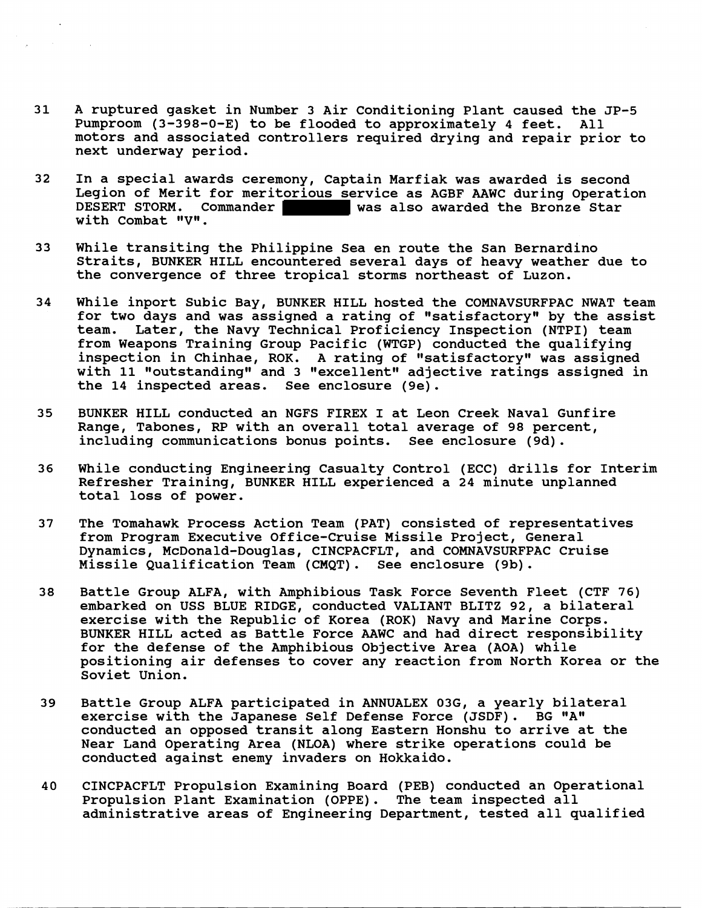31 A ruptured gasket in Number 3 Air Conditioning Plant caused the JP-5 Pumproom (3-398-0-E) to be flooded to approximately 4 feet. All motors and associated controllers required drying and repair prior to next underway period.

32 In a special awards ceremony, Captain Marfiak was awarded is second Legion of Merit for meritorious service as AGBF AAWC during Operation DESERT STORM. Commander ██████ was also awarded the Bronze Star with Combat "V".

33 While transiting the Philippine Sea en route the San Bernardino Straits, BUNKER HILL encountered several days of heavy weather due to the convergence of three tropical storms northeast of Luzon.

34 While inport Subic Bay, BUNKER HILL hosted the COMNAVSURFPAC NWAT team for two days and was assigned a rating of "satisfactory" by the assist team. Later, the Navy Technical Proficiency Inspection (NTPI) team from Weapons Training Group Pacific (WTGP) conducted the qualifying inspection in Chinhae, ROK. A rating of "satisfactory" was assigned with 11 "outstanding" and 3 "excellent" adjective ratings assigned in the 14 inspected areas. See enclosure (9e).

35 BUNKER HILL conducted an NGFS FIREX I at Leon Creek Naval Gunfire Range, Tabones, RP with an overall total average of 98 percent, including communications bonus points. See enclosure (9d).

36 While conducting Engineering Casualty Control (ECC) drills for Interim Refresher Training, BUNKER HILL experienced a 24 minute unplanned total loss of power.

37 The Tomahawk Process Action Team (PAT) consisted of representatives from Program Executive Office-Cruise Missile Project, General Dynamics, McDonald-Douglas, CINCPACFLT, and COMNAVSURFPAC Cruise Missile Qualification Team (CMQT). See enclosure (9b).

38 Battle Group ALFA, with Amphibious Task Force Seventh Fleet (CTF 76) embarked on USS BLUE RIDGE, conducted VALIANT BLITZ 92, a bilateral exercise with the Republic of Korea (ROK) Navy and Marine Corps. BUNKER HILL acted as Battle Force AAWC and had direct responsibility for the defense of the Amphibious Objective Area (AOA) while positioning air defenses to cover any reaction from North Korea or the Soviet Union.

39 Battle Group ALFA participated in ANNUALEX 03G, a yearly bilateral exercise with the Japanese Self Defense Force (JSDF). BG "A" conducted an opposed transit along Eastern Honshu to arrive at the Near Land Operating Area (NLOA) where strike operations could be conducted against enemy invaders on Hokkaido.

40 CINCPACFLT Propulsion Examining Board (PEB) conducted an Operational Propulsion Plant Examination (OPPE). The team inspected all administrative areas of Engineering Department, tested all qualified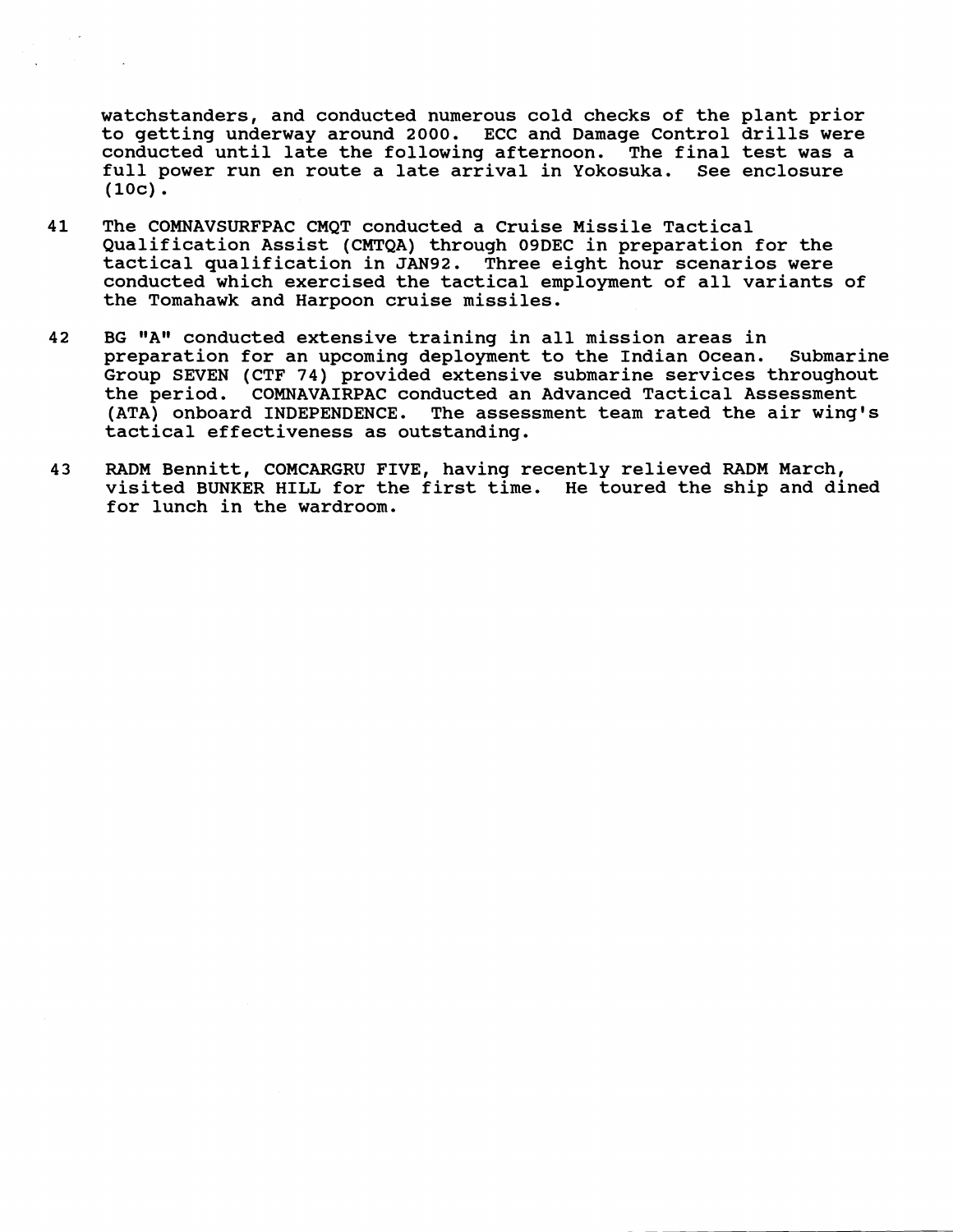watchstanders, and conducted numerous cold checks of the plant prior to getting underway around 2000. ECC and Damage Control drills were conducted until late the following afternoon. The final test was a full power run en route a late arrival in Yokosuka. See enclosure (10c).

41 The COMNAVSURFPAC CMQT conducted a Cruise Missile Tactical Qualification Assist (CMTQA) through 09DEC in preparation for the tactical qualification in JAN92. Three eight hour scenarios were conducted which exercised the tactical employment of all variants of the Tomahawk and Harpoon cruise missiles.

42 BG "A" conducted extensive training in all mission areas in preparation for an upcoming deployment to the Indian Ocean. Submarine Group SEVEN (CTF 74) provided extensive submarine services throughout the period. COMNAVAIRPAC conducted an Advanced Tactical Assessment (ATA) onboard INDEPENDENCE. The assessment team rated the air wing's tactical effectiveness as outstanding.

43 RADM Bennitt, COMCARGRU FIVE, having recently relieved RADM March, visited BUNKER HILL for the first time. He toured the ship and dined for lunch in the wardroom.